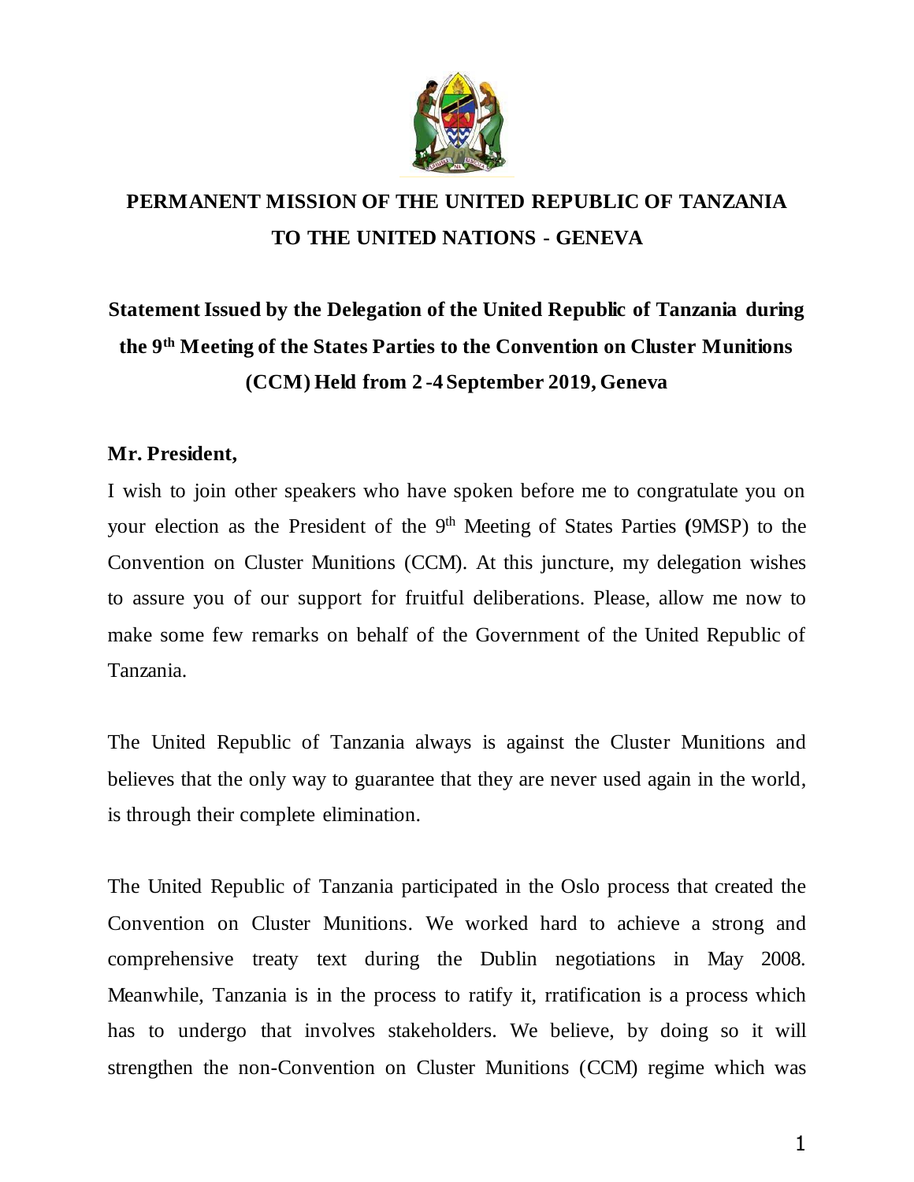**PERMANENT MISSION OF THE UNITED REPUBLIC OF TANZANIA TO THE UNITED NATIONS - GENEVA**

**Statement Issued by the Delegation of the United Republic of Tanzania during the 9th Meeting of the States Parties to the Convention on Cluster Munitions (CCM) Held from 2 -4 September 2019, Geneva**

**Mr. President,**

I wish to join other speakers who have spoken before me to congratulate you on your election as the President of the 9th Meeting of States Parties **(**9MSP) to the Convention on Cluster Munitions (CCM). At this juncture, my delegation wishes to assure you of our support for fruitful deliberations. Please, allow me now to make some few remarks on behalf of the Government of the United Republic of Tanzania.

The United Republic of Tanzania always is against the Cluster Munitions and believes that the only way to guarantee that they are never used again in the world, is through their complete elimination.

The United Republic of Tanzania participated in the Oslo process that created the Convention on Cluster Munitions. We worked hard to achieve a strong and comprehensive treaty text during the Dublin negotiations in May 2008. Meanwhile, Tanzania is in the process to ratify it, rratification is a process which has to undergo that involves stakeholders. We believe, by doing so it will strengthen the non-Convention on Cluster Munitions (CCM) regime which was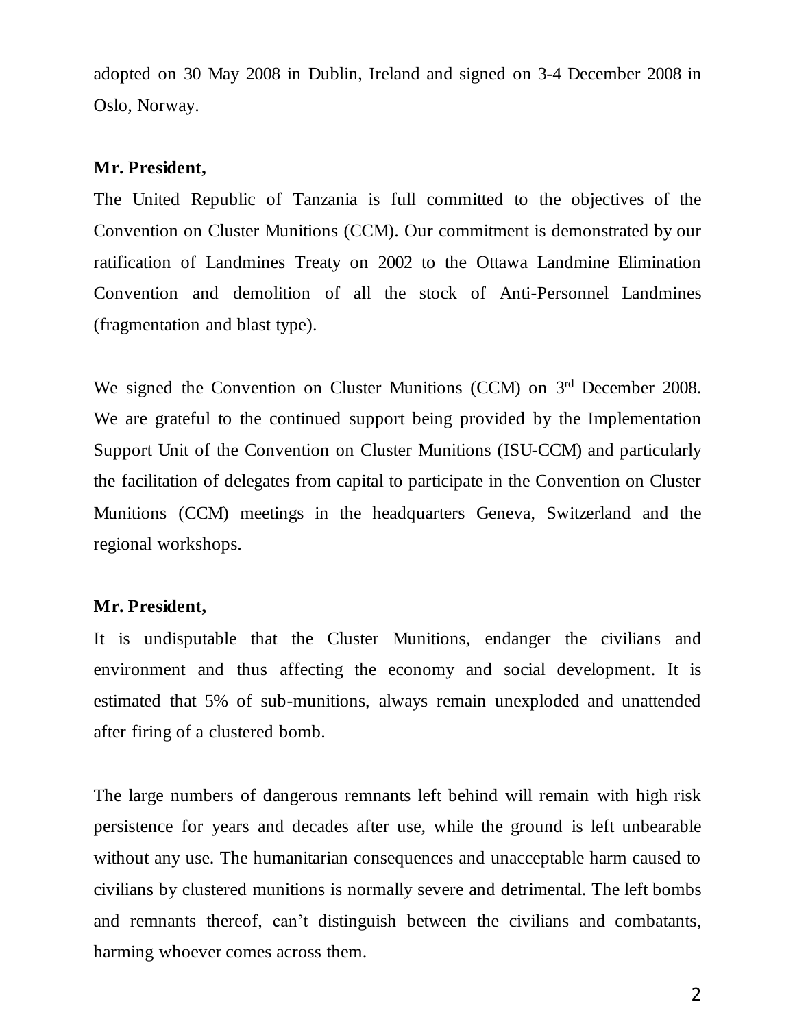adopted on 30 May 2008 in Dublin, Ireland and signed on 3-4 December 2008 in Oslo, Norway.

**Mr. President,**

The United Republic of Tanzania is full committed to the objectives of the Convention on Cluster Munitions (CCM). Our commitment is demonstrated by our ratification of Landmines Treaty on 2002 to the Ottawa Landmine Elimination Convention and demolition of all the stock of Anti-Personnel Landmines (fragmentation and blast type).

We signed the Convention on Cluster Munitions (CCM) on 3rd December 2008. We are grateful to the continued support being provided by the Implementation Support Unit of the Convention on Cluster Munitions (ISU-CCM) and particularly the facilitation of delegates from capital to participate in the Convention on Cluster Munitions (CCM) meetings in the headquarters Geneva, Switzerland and the regional workshops.

**Mr. President,**

It is undisputable that the Cluster Munitions, endanger the civilians and environment and thus affecting the economy and social development. It is estimated that 5% of sub-munitions, always remain unexploded and unattended after firing of a clustered bomb.

The large numbers of dangerous remnants left behind will remain with high risk persistence for years and decades after use, while the ground is left unbearable without any use. The humanitarian consequences and unacceptable harm caused to civilians by clustered munitions is normally severe and detrimental. The left bombs and remnants thereof, can't distinguish between the civilians and combatants, harming whoever comes across them.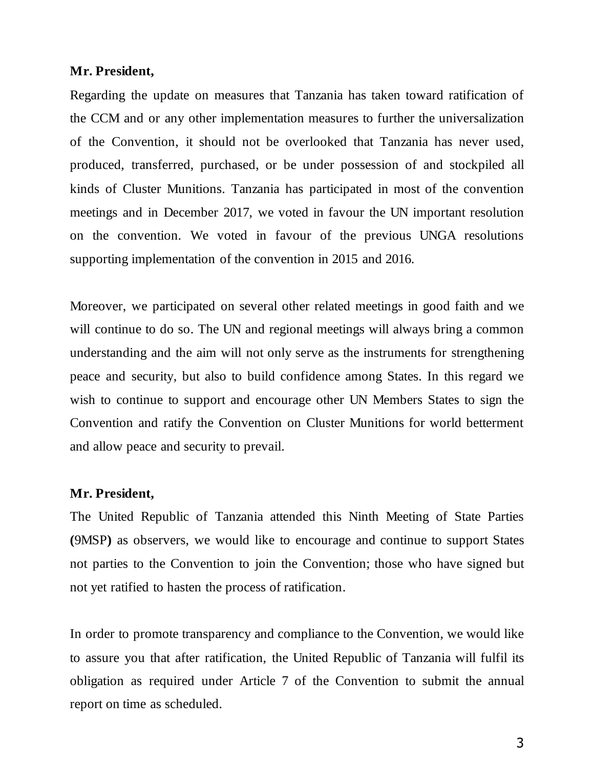**Mr. President,**

Regarding the update on measures that Tanzania has taken toward ratification of the CCM and or any other implementation measures to further the universalization of the Convention, it should not be overlooked that Tanzania has never used, produced, transferred, purchased, or be under possession of and stockpiled all kinds of Cluster Munitions. Tanzania has participated in most of the convention meetings and in December 2017, we voted in favour the UN important resolution on the convention. We voted in favour of the previous UNGA resolutions supporting implementation of the convention in 2015 and 2016.

Moreover, we participated on several other related meetings in good faith and we will continue to do so. The UN and regional meetings will always bring a common understanding and the aim will not only serve as the instruments for strengthening peace and security, but also to build confidence among States. In this regard we wish to continue to support and encourage other UN Members States to sign the Convention and ratify the Convention on Cluster Munitions for world betterment and allow peace and security to prevail.

**Mr. President,**

The United Republic of Tanzania attended this Ninth Meeting of State Parties **(**9MSP**)** as observers, we would like to encourage and continue to support States not parties to the Convention to join the Convention; those who have signed but not yet ratified to hasten the process of ratification.

In order to promote transparency and compliance to the Convention, we would like to assure you that after ratification, the United Republic of Tanzania will fulfil its obligation as required under Article 7 of the Convention to submit the annual report on time as scheduled.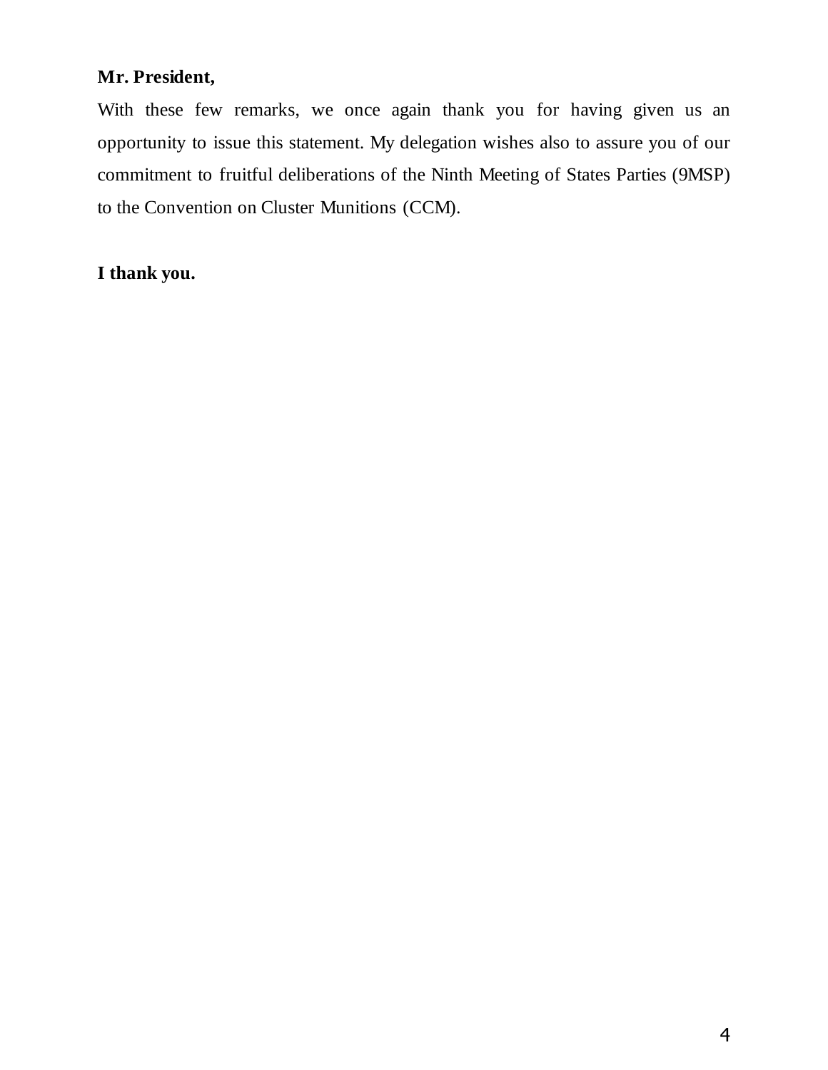**Mr. President,**

With these few remarks, we once again thank you for having given us an opportunity to issue this statement. My delegation wishes also to assure you of our commitment to fruitful deliberations of the Ninth Meeting of States Parties (9MSP) to the Convention on Cluster Munitions (CCM).

**I thank you.**